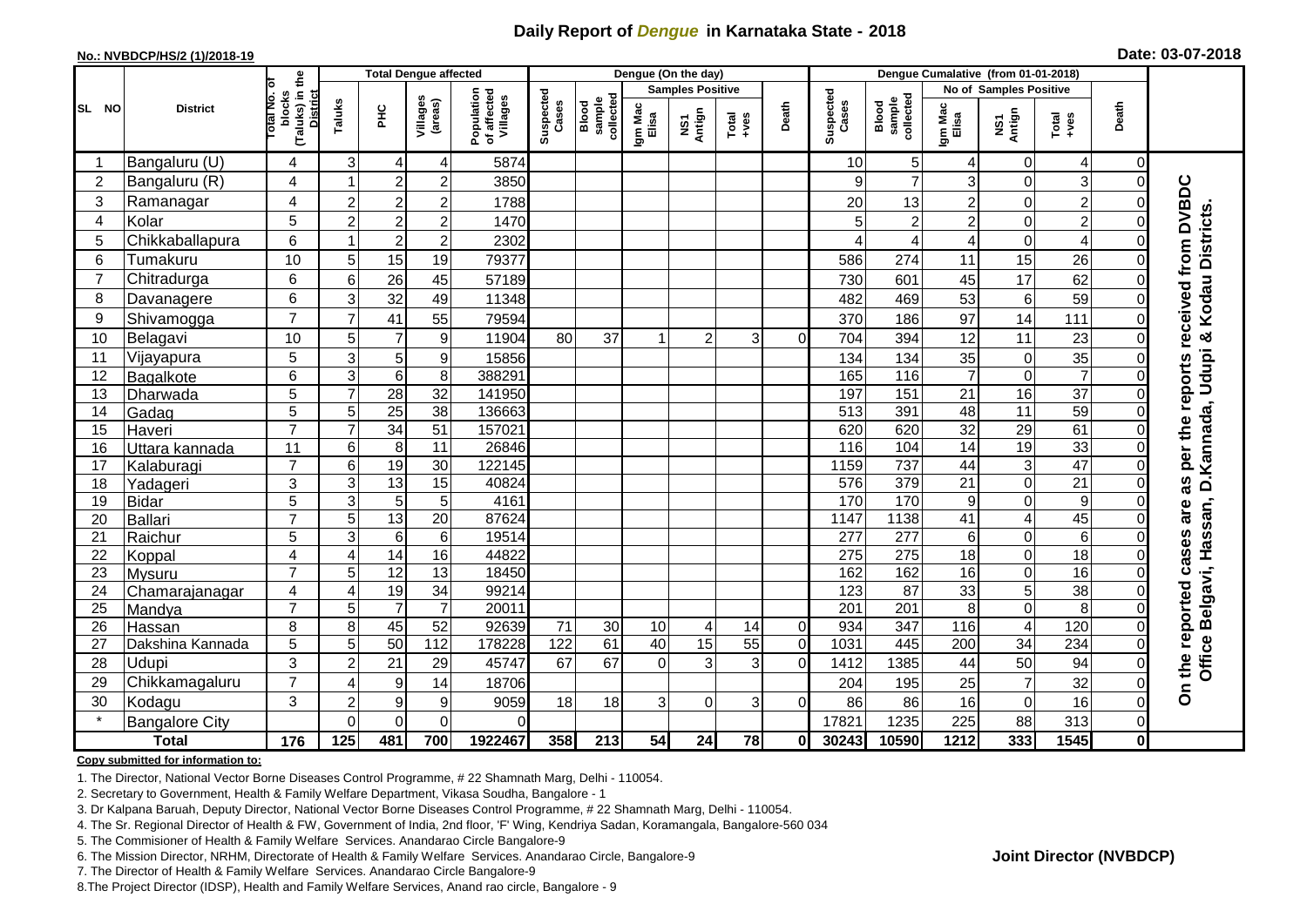# Daily Report of *Dengue* in Karnataka State - 2018

**No.: NVBDCP/HS/2 (1)/2018-19**

**Date: 03-07-2018**

| SL NO | District | Total No. of blocks (Taluks) in the District | Total Dengue affected | | | | Dengue (On the day) | | | | | | | Dengue Cumalative (from 01-01-2018) | | | | | | | |
|---|---|---|---|---|---|---|---|---|---|---|---|---|---|---|---|---|---|---|---|---|---|
| | | | Taluks | PHC | Villages (areas) | Population of affected Villages | Suspected Cases | Blood sample collected | Samples Positive | | | Death | Suspected Cases | Blood sample collected | No of Samples Positive | | | Death | |
| | | | | | | | | | Igm Mac Elisa | NS1 Antign | Total +ves | | | | Igm Mac Elisa | NS1 Antign | Total +ves | | |
| 1 | Bangaluru (U) | 4 | 3 | 4 | 4 | 5874 | | | | | | | 10 | 5 | 4 | 0 | 4 | 0 | On the reported cases are as per the reports received from DVBDC Office Belgavi, Hassan, D.Kannada, Udupi & Kodau Districts. |
| 2 | Bangaluru (R) | 4 | 1 | 2 | 2 | 3850 | | | | | | | 9 | 7 | 3 | 0 | 3 | 0 | |
| 3 | Ramanagar | 4 | 2 | 2 | 2 | 1788 | | | | | | | 20 | 13 | 2 | 0 | 2 | 0 | |
| 4 | Kolar | 5 | 2 | 2 | 2 | 1470 | | | | | | | 5 | 2 | 2 | 0 | 2 | 0 | |
| 5 | Chikkaballapura | 6 | 1 | 2 | 2 | 2302 | | | | | | | 4 | 4 | 4 | 0 | 4 | 0 | |
| 6 | Tumakuru | 10 | 5 | 15 | 19 | 79377 | | | | | | | 586 | 274 | 11 | 15 | 26 | 0 | |
| 7 | Chitradurga | 6 | 6 | 26 | 45 | 57189 | | | | | | | 730 | 601 | 45 | 17 | 62 | 0 | |
| 8 | Davanagere | 6 | 3 | 32 | 49 | 11348 | | | | | | | 482 | 469 | 53 | 6 | 59 | 0 | |
| 9 | Shivamogga | 7 | 7 | 41 | 55 | 79594 | | | | | | | 370 | 186 | 97 | 14 | 111 | 0 | |
| 10 | Belagavi | 10 | 5 | 7 | 9 | 11904 | 80 | 37 | 1 | 2 | 3 | 0 | 704 | 394 | 12 | 11 | 23 | 0 | |
| 11 | Vijayapura | 5 | 3 | 5 | 9 | 15856 | | | | | | | 134 | 134 | 35 | 0 | 35 | 0 | |
| 12 | Bagalkote | 6 | 3 | 6 | 8 | 388291 | | | | | | | 165 | 116 | 7 | 0 | 7 | 0 | |
| 13 | Dharwada | 5 | 7 | 28 | 32 | 141950 | | | | | | | 197 | 151 | 21 | 16 | 37 | 0 | |
| 14 | Gadag | 5 | 5 | 25 | 38 | 136663 | | | | | | | 513 | 391 | 48 | 11 | 59 | 0 | |
| 15 | Haveri | 7 | 7 | 34 | 51 | 157021 | | | | | | | 620 | 620 | 32 | 29 | 61 | 0 | |
| 16 | Uttara kannada | 11 | 6 | 8 | 11 | 26846 | | | | | | | 116 | 104 | 14 | 19 | 33 | 0 | |
| 17 | Kalaburagi | 7 | 6 | 19 | 30 | 122145 | | | | | | | 1159 | 737 | 44 | 3 | 47 | 0 | |
| 18 | Yadageri | 3 | 3 | 13 | 15 | 40824 | | | | | | | 576 | 379 | 21 | 0 | 21 | 0 | |
| 19 | Bidar | 5 | 3 | 5 | 5 | 4161 | | | | | | | 170 | 170 | 9 | 0 | 9 | 0 | |
| 20 | Ballari | 7 | 5 | 13 | 20 | 87624 | | | | | | | 1147 | 1138 | 41 | 4 | 45 | 0 | |
| 21 | Raichur | 5 | 3 | 6 | 6 | 19514 | | | | | | | 277 | 277 | 6 | 0 | 6 | 0 | |
| 22 | Koppal | 4 | 4 | 14 | 16 | 44822 | | | | | | | 275 | 275 | 18 | 0 | 18 | 0 | |
| 23 | Mysuru | 7 | 5 | 12 | 13 | 18450 | | | | | | | 162 | 162 | 16 | 0 | 16 | 0 | |
| 24 | Chamarajanagar | 4 | 4 | 19 | 34 | 99214 | | | | | | | 123 | 87 | 33 | 5 | 38 | 0 | |
| 25 | Mandya | 7 | 5 | 7 | 7 | 20011 | | | | | | | 201 | 201 | 8 | 0 | 8 | 0 | |
| 26 | Hassan | 8 | 8 | 45 | 52 | 92639 | 71 | 30 | 10 | 4 | 14 | 0 | 934 | 347 | 116 | 4 | 120 | 0 | |
| 27 | Dakshina Kannada | 5 | 5 | 50 | 112 | 178228 | 122 | 61 | 40 | 15 | 55 | 0 | 1031 | 445 | 200 | 34 | 234 | 0 | |
| 28 | Udupi | 3 | 2 | 21 | 29 | 45747 | 67 | 67 | 0 | 3 | 3 | 0 | 1412 | 1385 | 44 | 50 | 94 | 0 | |
| 29 | Chikkamagaluru | 7 | 4 | 9 | 14 | 18706 | | | | | | | 204 | 195 | 25 | 7 | 32 | 0 | |
| 30 | Kodagu | 3 | 2 | 9 | 9 | 9059 | 18 | 18 | 3 | 0 | 3 | 0 | 86 | 86 | 16 | 0 | 16 | 0 | |
| * | Bangalore City | | 0 | 0 | 0 | 0 | | | | | | | 17821 | 1235 | 225 | 88 | 313 | 0 | |
| **Total** | | **176** | **125** | **481** | **700** | **1922467** | **358** | **213** | **54** | **24** | **78** | **0** | **30243** | **10590** | **1212** | **333** | **1545** | **0** | |

**Copy submitted for information to:**

1. The Director, National Vector Borne Diseases Control Programme, # 22 Shamnath Marg, Delhi - 110054.
2. Secretary to Government, Health & Family Welfare Department, Vikasa Soudha, Bangalore - 1
3. Dr Kalpana Baruah, Deputy Director, National Vector Borne Diseases Control Programme, # 22 Shamnath Marg, Delhi - 110054.
4. The Sr. Regional Director of Health & FW, Government of India, 2nd floor, 'F' Wing, Kendriya Sadan, Koramangala, Bangalore-560 034
5. The Commisioner of Health & Family Welfare Services. Anandarao Circle Bangalore-9
6. The Mission Director, NRHM, Directorate of Health & Family Welfare Services. Anandarao Circle, Bangalore-9
7. The Director of Health & Family Welfare Services. Anandarao Circle Bangalore-9
8. The Project Director (IDSP), Health and Family Welfare Services, Anand rao circle, Bangalore - 9

**Joint Director (NVBDCP)**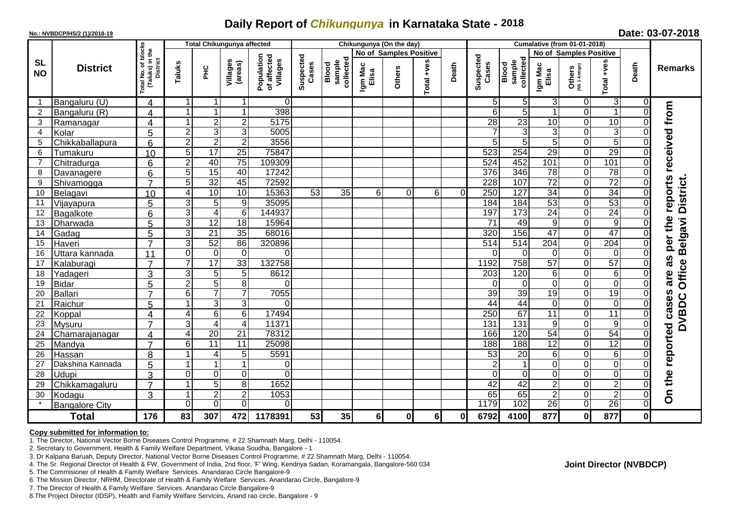# Daily Report of *Chikungunya* in Karnataka State - 2018

**No.: NVBDCP/HS/2 (1)/2018-19**

**Date: 03-07-2018**

| SL NO | District | Total No. of blocks (Taluks) in the District | Total Chikungunya affected | | | | Chikungunya (On the day) | | | | | | | Cumalative (from 01-01-2018) | | | | | | | Remarks |
|---|---|---|---|---|---|---|---|---|---|---|---|---|---|---|---|---|---|---|---|---|---|
| | | | Taluks | PHC | Villages (areas) | Population of affected Villages | Suspected Cases | Blood sample collected | No of Samples Positive | | | Death | Suspected Cases | Blood sample collected | No of Samples Positive | | | Death | |
| | | | | | | | | | Igm Mac Elisa | Others | Total +ves | | | | Igm Mac Elisa | Others (NS 1 Antign) | Total +ves | | |
| 1 | Bangaluru (U) | 4 | 1 | 1 | 1 | 0 | | | | | | | 5 | 5 | 3 | 0 | 3 | 0 | On the reported cases are as per the reports received from DVBDC Office Belgavi District. |
| 2 | Bangaluru (R) | 4 | 1 | 1 | 1 | 398 | | | | | | | 6 | 5 | 1 | 0 | 1 | 0 | |
| 3 | Ramanagar | 4 | 1 | 2 | 2 | 5175 | | | | | | | 28 | 23 | 10 | 0 | 10 | 0 | |
| 4 | Kolar | 5 | 2 | 3 | 3 | 5005 | | | | | | | 7 | 3 | 3 | 0 | 3 | 0 | |
| 5 | Chikkaballapura | 6 | 2 | 2 | 2 | 3556 | | | | | | | 5 | 5 | 5 | 0 | 5 | 0 | |
| 6 | Tumakuru | 10 | 5 | 17 | 25 | 75847 | | | | | | | 523 | 254 | 29 | 0 | 29 | 0 | |
| 7 | Chitradurga | 6 | 2 | 40 | 75 | 109309 | | | | | | | 524 | 452 | 101 | 0 | 101 | 0 | |
| 8 | Davanagere | 6 | 5 | 15 | 40 | 17242 | | | | | | | 376 | 346 | 78 | 0 | 78 | 0 | |
| 9 | Shivamogga | 7 | 5 | 32 | 45 | 72592 | | | | | | | 228 | 107 | 72 | 0 | 72 | 0 | |
| 10 | Belagavi | 10 | 4 | 10 | 10 | 15363 | 53 | 35 | 6 | 0 | 6 | 0 | 250 | 127 | 34 | 0 | 34 | 0 | |
| 11 | Vijayapura | 5 | 3 | 5 | 9 | 35095 | | | | | | | 184 | 184 | 53 | 0 | 53 | 0 | |
| 12 | Bagalkote | 6 | 3 | 4 | 6 | 144937 | | | | | | | 197 | 173 | 24 | 0 | 24 | 0 | |
| 13 | Dharwada | 5 | 3 | 12 | 18 | 15964 | | | | | | | 71 | 49 | 9 | 0 | 9 | 0 | |
| 14 | Gadag | 5 | 3 | 21 | 35 | 68016 | | | | | | | 320 | 156 | 47 | 0 | 47 | 0 | |
| 15 | Haveri | 7 | 3 | 52 | 86 | 320896 | | | | | | | 514 | 514 | 204 | 0 | 204 | 0 | |
| 16 | Uttara kannada | 11 | 0 | 0 | 0 | 0 | | | | | | | 0 | 0 | 0 | 0 | 0 | 0 | |
| 17 | Kalaburagi | 7 | 7 | 17 | 33 | 132758 | | | | | | | 1192 | 758 | 57 | 0 | 57 | 0 | |
| 18 | Yadageri | 3 | 3 | 5 | 5 | 8612 | | | | | | | 203 | 120 | 6 | 0 | 6 | 0 | |
| 19 | Bidar | 5 | 2 | 5 | 8 | 0 | | | | | | | 0 | 0 | 0 | 0 | 0 | 0 | |
| 20 | Ballari | 7 | 6 | 7 | 7 | 7055 | | | | | | | 39 | 39 | 19 | 0 | 19 | 0 | |
| 21 | Raichur | 5 | 1 | 3 | 3 | 0 | | | | | | | 44 | 44 | 0 | 0 | 0 | 0 | |
| 22 | Koppal | 4 | 4 | 6 | 6 | 17494 | | | | | | | 250 | 67 | 11 | 0 | 11 | 0 | |
| 23 | Mysuru | 7 | 3 | 4 | 4 | 11371 | | | | | | | 131 | 131 | 9 | 0 | 9 | 0 | |
| 24 | Chamarajanagar | 4 | 4 | 20 | 21 | 78312 | | | | | | | 166 | 120 | 54 | 0 | 54 | 0 | |
| 25 | Mandya | 7 | 6 | 11 | 11 | 25098 | | | | | | | 188 | 188 | 12 | 0 | 12 | 0 | |
| 26 | Hassan | 8 | 1 | 4 | 5 | 5591 | | | | | | | 53 | 20 | 6 | 0 | 6 | 0 | |
| 27 | Dakshina Kannada | 5 | 1 | 1 | 1 | 0 | | | | | | | 2 | 1 | 0 | 0 | 0 | 0 | |
| 28 | Udupi | 3 | 0 | 0 | 0 | 0 | | | | | | | 0 | 0 | 0 | 0 | 0 | 0 | |
| 29 | Chikkamagaluru | 7 | 1 | 5 | 8 | 1652 | | | | | | | 42 | 42 | 2 | 0 | 2 | 0 | |
| 30 | Kodagu | 3 | 1 | 2 | 2 | 1053 | | | | | | | 65 | 65 | 2 | 0 | 2 | 0 | |
| * | Bangalore City | | 0 | 0 | 0 | 0 | | | | | | | 1179 | 102 | 26 | 0 | 26 | 0 | |
| **Total** | | **176** | **83** | **307** | **472** | **1178391** | **53** | **35** | **6** | **0** | **6** | **0** | **6792** | **4100** | **877** | **0** | **877** | **0** | |

**Copy submitted for information to:**

1. The Director, National Vector Borne Diseases Control Programme, # 22 Shamnath Marg, Delhi - 110054.
2. Secretary to Government, Health & Family Welfare Department, Vikasa Soudha, Bangalore - 1
3. Dr Kalpana Baruah, Deputy Director, National Vector Borne Diseases Control Programme, # 22 Shamnath Marg, Delhi - 110054.
4. The Sr. Regional Director of Health & FW, Government of India, 2nd floor, 'F' Wing, Kendriya Sadan, Koramangala, Bangalore-560 034
5. The Commisioner of Health & Family Welfare Services. Anandarao Circle Bangalore-9
6. The Mission Director, NRHM, Directorate of Health & Family Welfare Services. Anandarao Circle, Bangalore-9
7. The Director of Health & Family Welfare Services. Anandarao Circle Bangalore-9
8. The Project Director (IDSP), Health and Family Welfare Services, Anand rao circle, Bangalore - 9

**Joint Director (NVBDCP)**